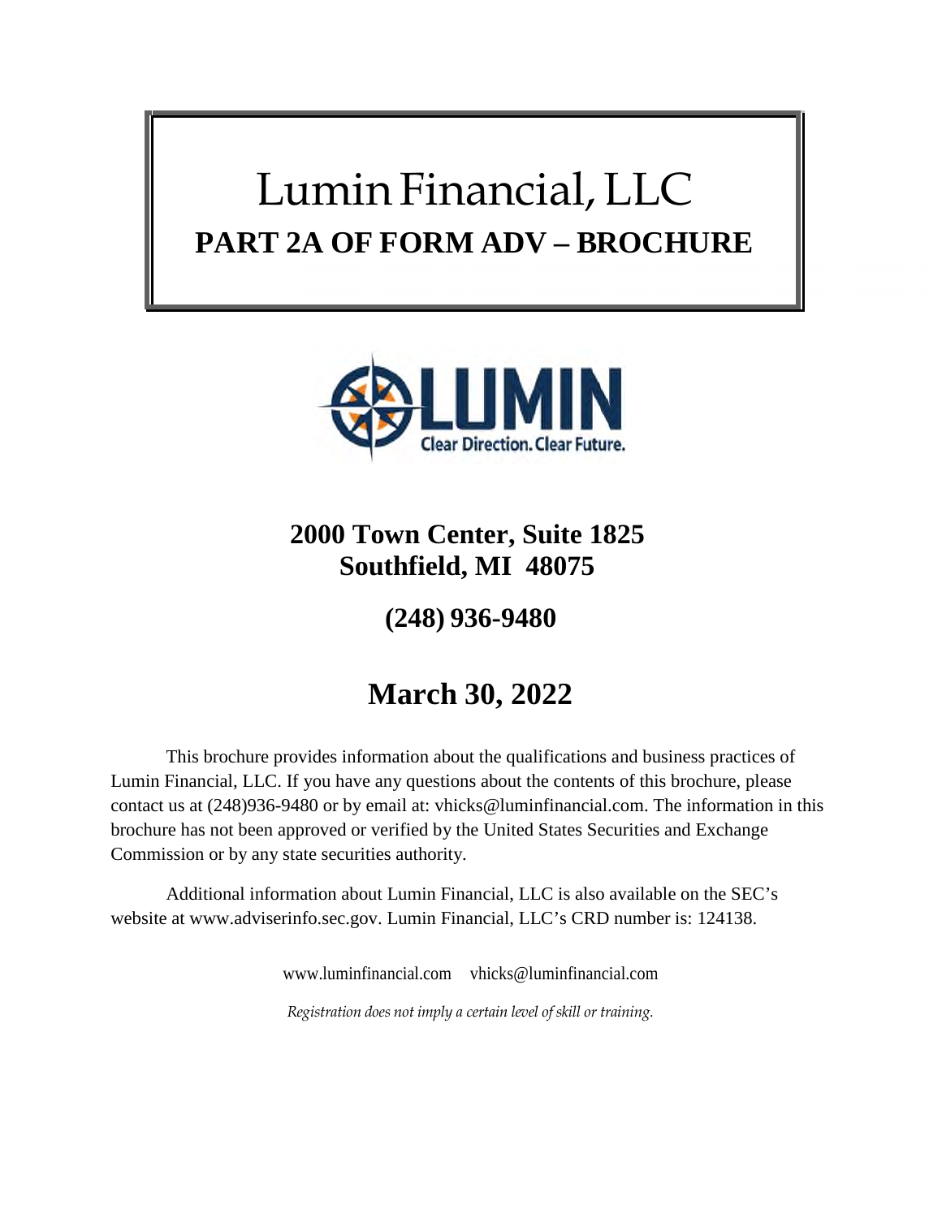# Lumin Financial, LLC

## PART 2A OF FORM ADV – BROCHURE

**2000 Town Center, Suite 1825**
**Southfield, MI 48075**

**(248) 936-9480**

## March 30, 2022

This brochure provides information about the qualifications and business practices of Lumin Financial, LLC. If you have any questions about the contents of this brochure, please contact us at (248)936-9480 or by email at: vhicks@luminfinancial.com. The information in this brochure has not been approved or verified by the United States Securities and Exchange Commission or by any state securities authority.

Additional information about Lumin Financial, LLC is also available on the SEC's website at www.adviserinfo.sec.gov. Lumin Financial, LLC's CRD number is: 124138.

www.luminfinancial.com vhicks@luminfinancial.com

*Registration does not imply a certain level of skill or training.*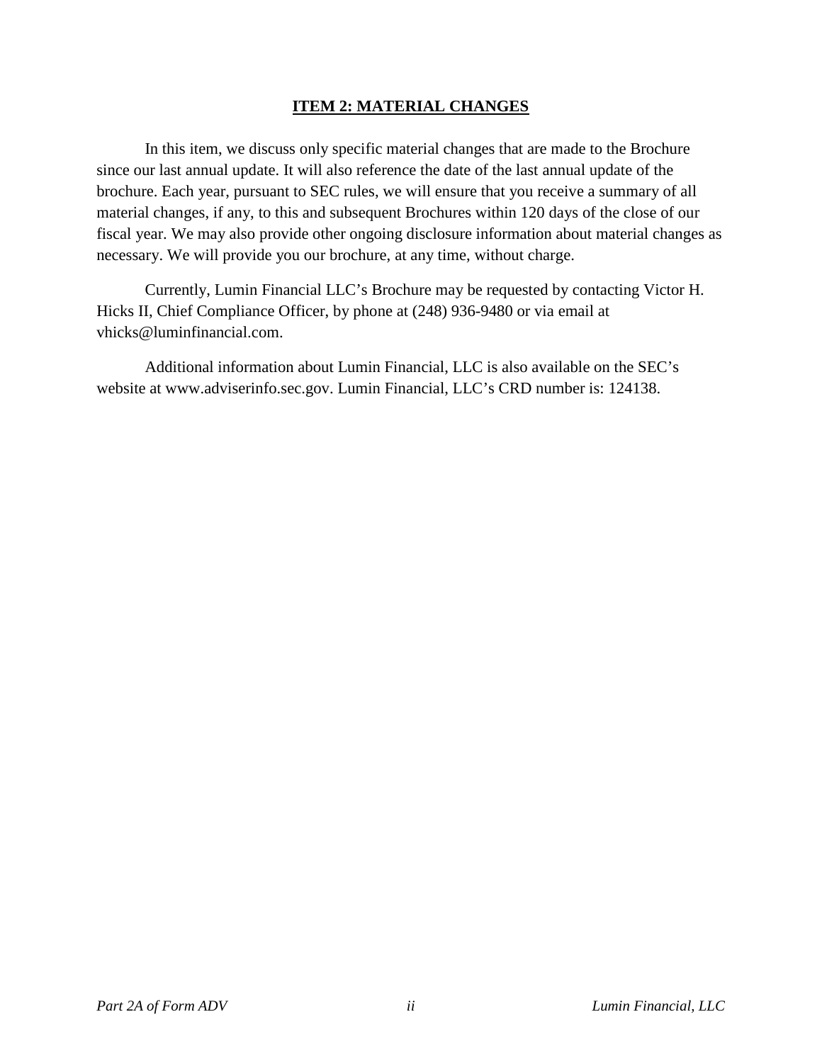## ITEM 2: MATERIAL CHANGES

In this item, we discuss only specific material changes that are made to the Brochure since our last annual update. It will also reference the date of the last annual update of the brochure. Each year, pursuant to SEC rules, we will ensure that you receive a summary of all material changes, if any, to this and subsequent Brochures within 120 days of the close of our fiscal year. We may also provide other ongoing disclosure information about material changes as necessary. We will provide you our brochure, at any time, without charge.

Currently, Lumin Financial LLC's Brochure may be requested by contacting Victor H. Hicks II, Chief Compliance Officer, by phone at (248) 936-9480 or via email at vhicks@luminfinancial.com.

Additional information about Lumin Financial, LLC is also available on the SEC's website at www.adviserinfo.sec.gov. Lumin Financial, LLC's CRD number is: 124138.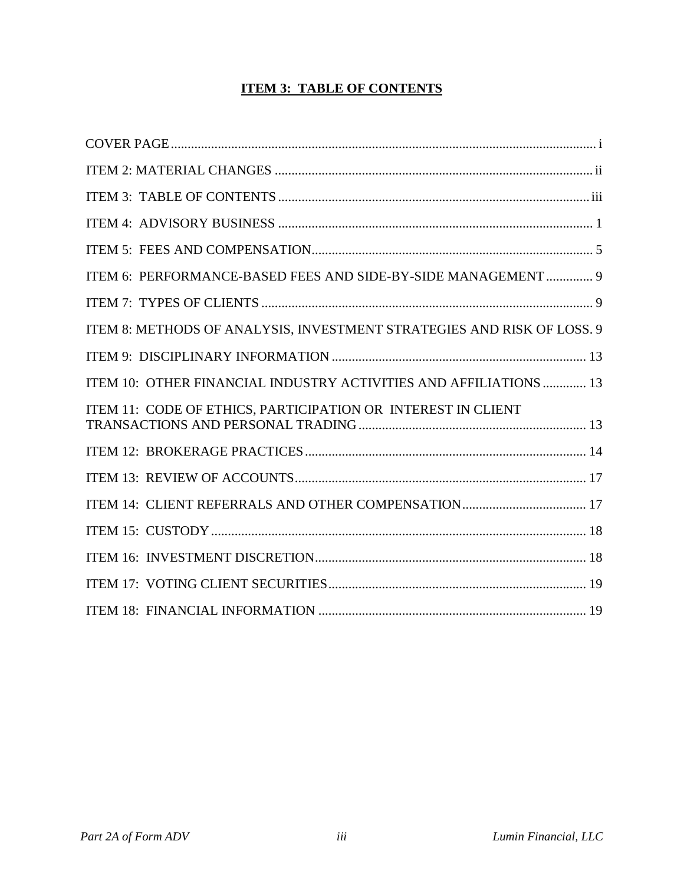# ITEM 3: TABLE OF CONTENTS

| | |
|---|---|
| COVER PAGE | i |
| ITEM 2: MATERIAL CHANGES | ii |
| ITEM 3: TABLE OF CONTENTS | iii |
| ITEM 4: ADVISORY BUSINESS | 1 |
| ITEM 5: FEES AND COMPENSATION | 5 |
| ITEM 6: PERFORMANCE-BASED FEES AND SIDE-BY-SIDE MANAGEMENT | 9 |
| ITEM 7: TYPES OF CLIENTS | 9 |
| ITEM 8: METHODS OF ANALYSIS, INVESTMENT STRATEGIES AND RISK OF LOSS | 9 |
| ITEM 9: DISCIPLINARY INFORMATION | 13 |
| ITEM 10: OTHER FINANCIAL INDUSTRY ACTIVITIES AND AFFILIATIONS | 13 |
| ITEM 11: CODE OF ETHICS, PARTICIPATION OR INTEREST IN CLIENT TRANSACTIONS AND PERSONAL TRADING | 13 |
| ITEM 12: BROKERAGE PRACTICES | 14 |
| ITEM 13: REVIEW OF ACCOUNTS | 17 |
| ITEM 14: CLIENT REFERRALS AND OTHER COMPENSATION | 17 |
| ITEM 15: CUSTODY | 18 |
| ITEM 16: INVESTMENT DISCRETION | 18 |
| ITEM 17: VOTING CLIENT SECURITIES | 19 |
| ITEM 18: FINANCIAL INFORMATION | 19 |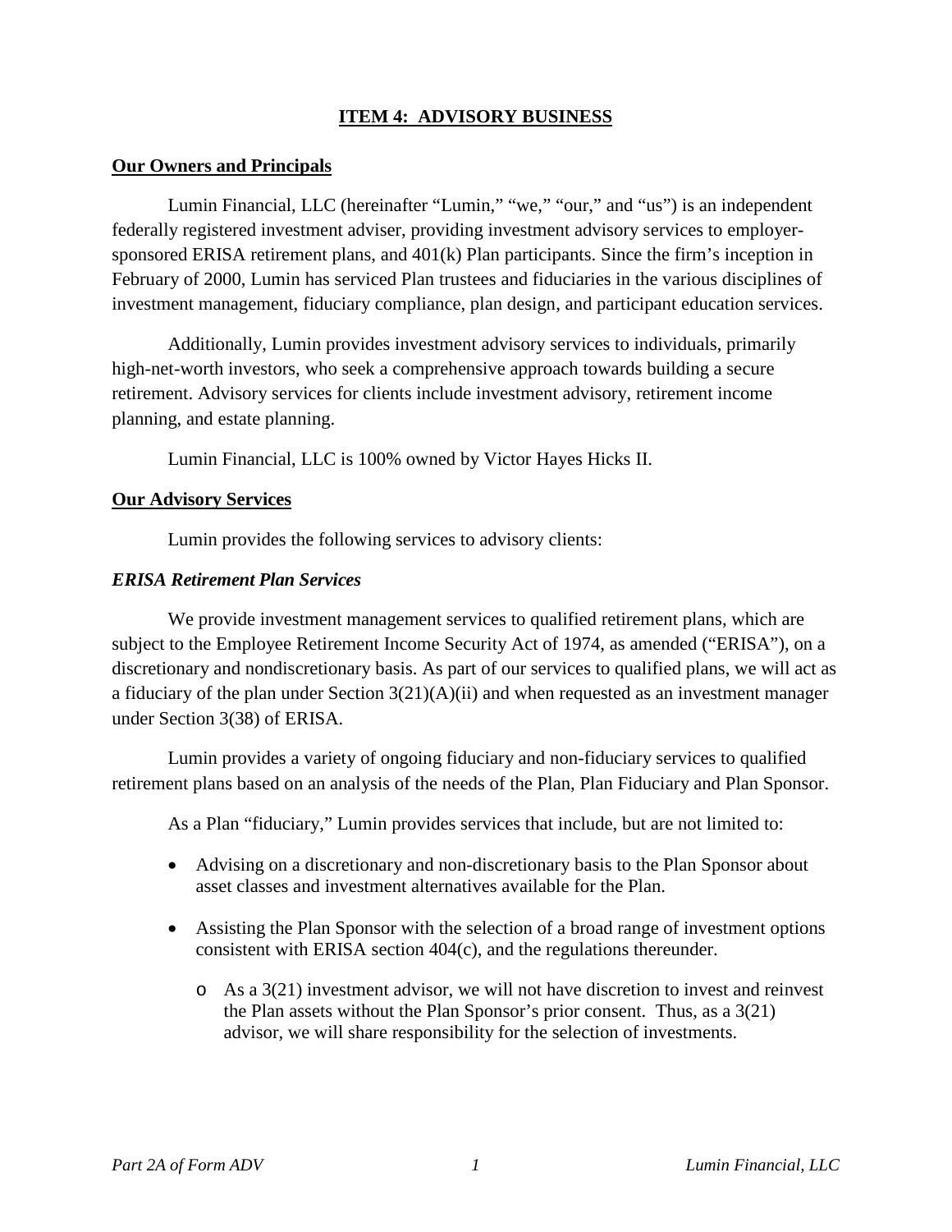## ITEM 4: ADVISORY BUSINESS

**Our Owners and Principals**

Lumin Financial, LLC (hereinafter "Lumin," "we," "our," and "us") is an independent federally registered investment adviser, providing investment advisory services to employer-sponsored ERISA retirement plans, and 401(k) Plan participants. Since the firm's inception in February of 2000, Lumin has serviced Plan trustees and fiduciaries in the various disciplines of investment management, fiduciary compliance, plan design, and participant education services.

Additionally, Lumin provides investment advisory services to individuals, primarily high-net-worth investors, who seek a comprehensive approach towards building a secure retirement. Advisory services for clients include investment advisory, retirement income planning, and estate planning.

Lumin Financial, LLC is 100% owned by Victor Hayes Hicks II.

**Our Advisory Services**

Lumin provides the following services to advisory clients:

***ERISA Retirement Plan Services***

We provide investment management services to qualified retirement plans, which are subject to the Employee Retirement Income Security Act of 1974, as amended ("ERISA"), on a discretionary and nondiscretionary basis. As part of our services to qualified plans, we will act as a fiduciary of the plan under Section 3(21)(A)(ii) and when requested as an investment manager under Section 3(38) of ERISA.

Lumin provides a variety of ongoing fiduciary and non-fiduciary services to qualified retirement plans based on an analysis of the needs of the Plan, Plan Fiduciary and Plan Sponsor.

As a Plan "fiduciary," Lumin provides services that include, but are not limited to:

- Advising on a discretionary and non-discretionary basis to the Plan Sponsor about asset classes and investment alternatives available for the Plan.
- Assisting the Plan Sponsor with the selection of a broad range of investment options consistent with ERISA section 404(c), and the regulations thereunder.
  - As a 3(21) investment advisor, we will not have discretion to invest and reinvest the Plan assets without the Plan Sponsor's prior consent. Thus, as a 3(21) advisor, we will share responsibility for the selection of investments.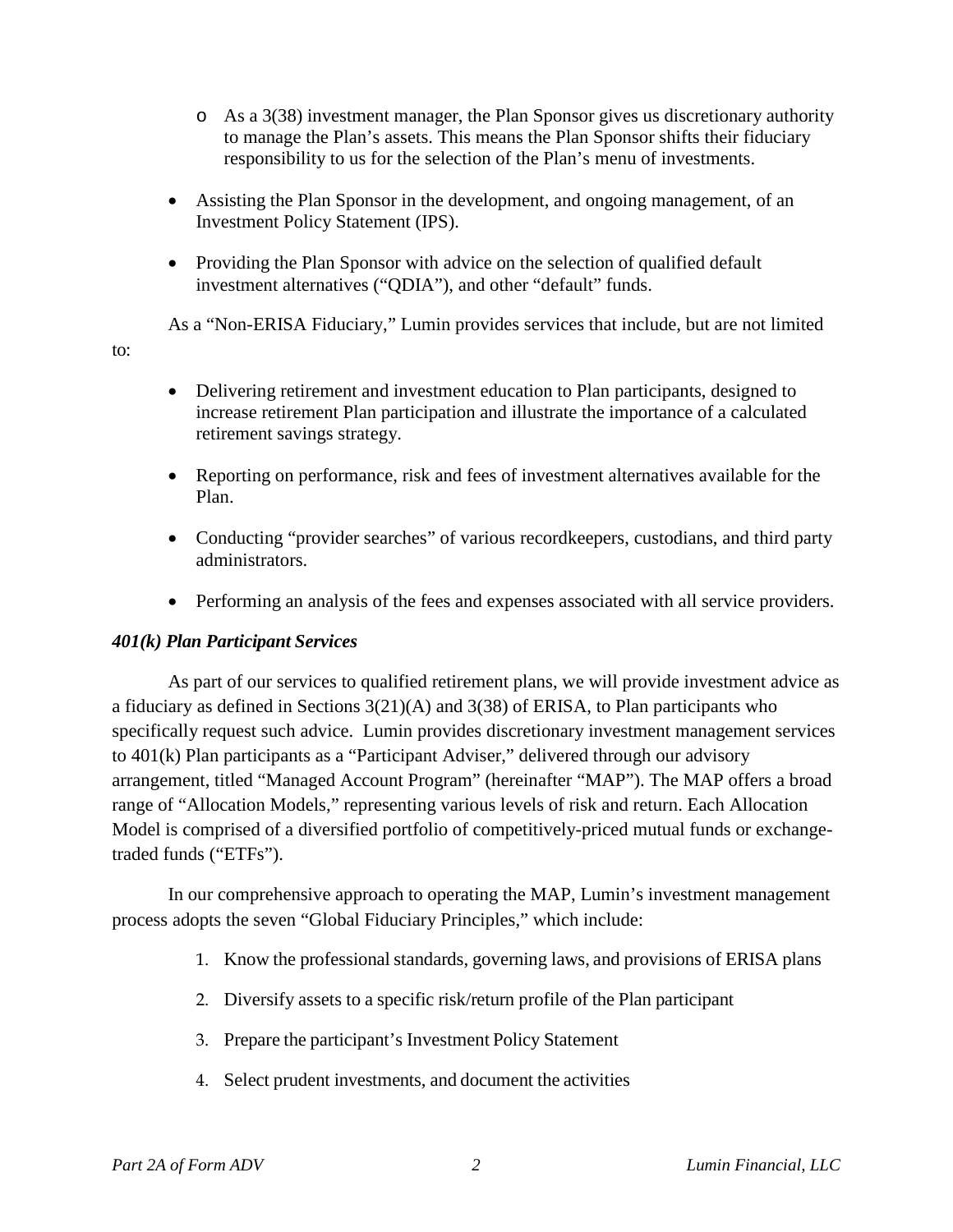- As a 3(38) investment manager, the Plan Sponsor gives us discretionary authority to manage the Plan's assets. This means the Plan Sponsor shifts their fiduciary responsibility to us for the selection of the Plan's menu of investments.

- Assisting the Plan Sponsor in the development, and ongoing management, of an Investment Policy Statement (IPS).

- Providing the Plan Sponsor with advice on the selection of qualified default investment alternatives ("QDIA"), and other "default" funds.

As a "Non-ERISA Fiduciary," Lumin provides services that include, but are not limited to:

- Delivering retirement and investment education to Plan participants, designed to increase retirement Plan participation and illustrate the importance of a calculated retirement savings strategy.

- Reporting on performance, risk and fees of investment alternatives available for the Plan.

- Conducting "provider searches" of various recordkeepers, custodians, and third party administrators.

- Performing an analysis of the fees and expenses associated with all service providers.

***401(k) Plan Participant Services***

As part of our services to qualified retirement plans, we will provide investment advice as a fiduciary as defined in Sections 3(21)(A) and 3(38) of ERISA, to Plan participants who specifically request such advice. Lumin provides discretionary investment management services to 401(k) Plan participants as a "Participant Adviser," delivered through our advisory arrangement, titled "Managed Account Program" (hereinafter "MAP"). The MAP offers a broad range of "Allocation Models," representing various levels of risk and return. Each Allocation Model is comprised of a diversified portfolio of competitively-priced mutual funds or exchange-traded funds ("ETFs").

In our comprehensive approach to operating the MAP, Lumin's investment management process adopts the seven "Global Fiduciary Principles," which include:

1. Know the professional standards, governing laws, and provisions of ERISA plans
2. Diversify assets to a specific risk/return profile of the Plan participant
3. Prepare the participant's Investment Policy Statement
4. Select prudent investments, and document the activities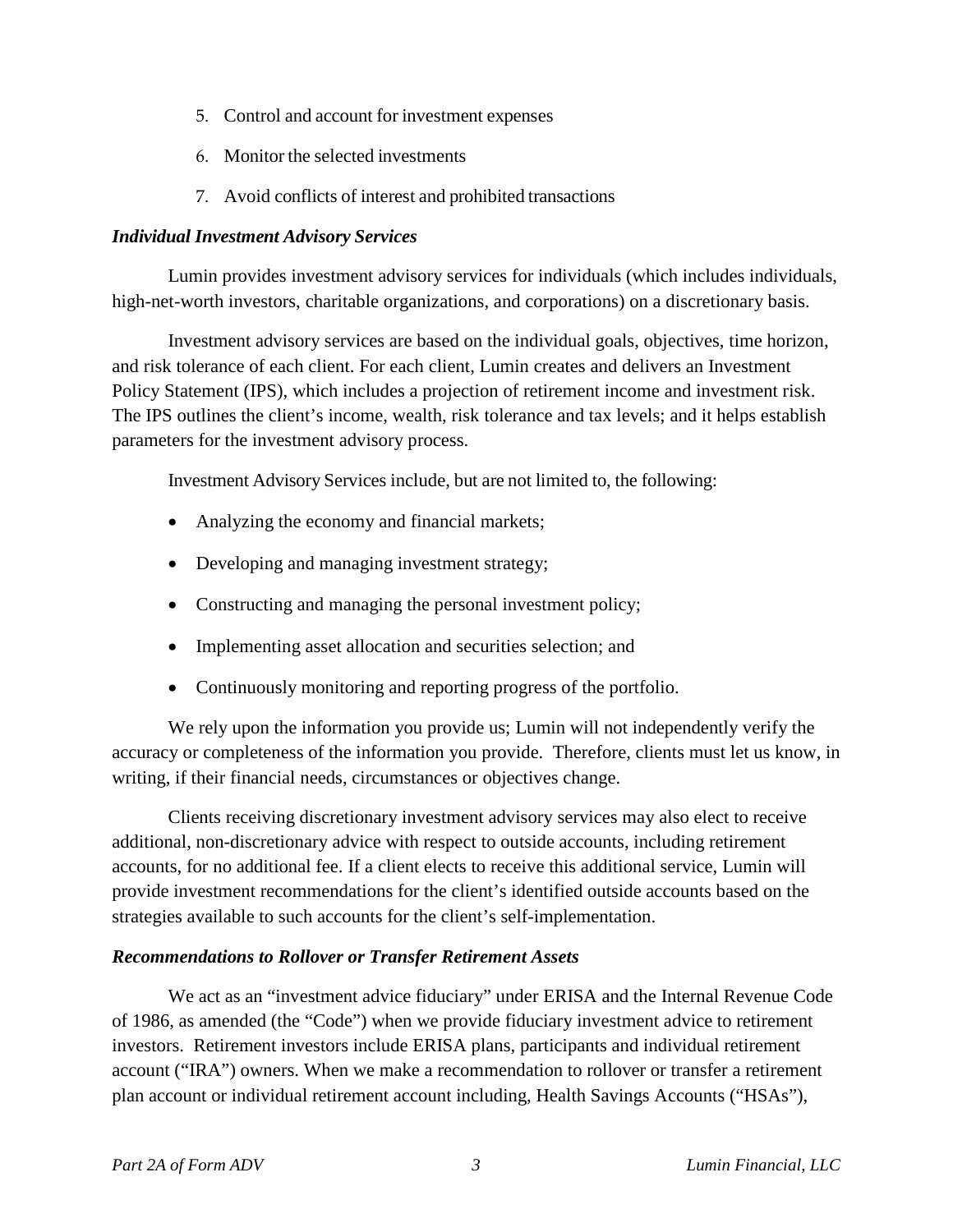5. Control and account for investment expenses
6. Monitor the selected investments
7. Avoid conflicts of interest and prohibited transactions

***Individual Investment Advisory Services***

Lumin provides investment advisory services for individuals (which includes individuals, high-net-worth investors, charitable organizations, and corporations) on a discretionary basis.

Investment advisory services are based on the individual goals, objectives, time horizon, and risk tolerance of each client. For each client, Lumin creates and delivers an Investment Policy Statement (IPS), which includes a projection of retirement income and investment risk. The IPS outlines the client's income, wealth, risk tolerance and tax levels; and it helps establish parameters for the investment advisory process.

Investment Advisory Services include, but are not limited to, the following:

- Analyzing the economy and financial markets;
- Developing and managing investment strategy;
- Constructing and managing the personal investment policy;
- Implementing asset allocation and securities selection; and
- Continuously monitoring and reporting progress of the portfolio.

We rely upon the information you provide us; Lumin will not independently verify the accuracy or completeness of the information you provide. Therefore, clients must let us know, in writing, if their financial needs, circumstances or objectives change.

Clients receiving discretionary investment advisory services may also elect to receive additional, non-discretionary advice with respect to outside accounts, including retirement accounts, for no additional fee. If a client elects to receive this additional service, Lumin will provide investment recommendations for the client's identified outside accounts based on the strategies available to such accounts for the client's self-implementation.

***Recommendations to Rollover or Transfer Retirement Assets***

We act as an "investment advice fiduciary" under ERISA and the Internal Revenue Code of 1986, as amended (the "Code") when we provide fiduciary investment advice to retirement investors. Retirement investors include ERISA plans, participants and individual retirement account ("IRA") owners. When we make a recommendation to rollover or transfer a retirement plan account or individual retirement account including, Health Savings Accounts ("HSAs"),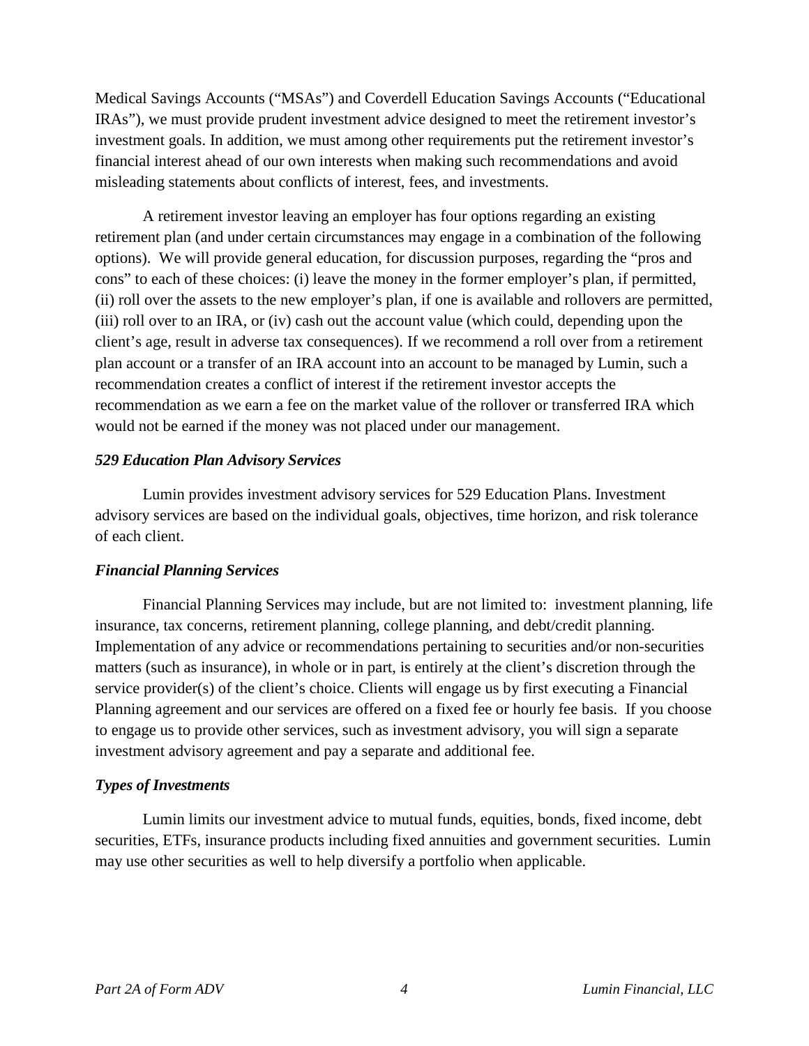Medical Savings Accounts ("MSAs") and Coverdell Education Savings Accounts ("Educational IRAs"), we must provide prudent investment advice designed to meet the retirement investor's investment goals. In addition, we must among other requirements put the retirement investor's financial interest ahead of our own interests when making such recommendations and avoid misleading statements about conflicts of interest, fees, and investments.

A retirement investor leaving an employer has four options regarding an existing retirement plan (and under certain circumstances may engage in a combination of the following options). We will provide general education, for discussion purposes, regarding the "pros and cons" to each of these choices: (i) leave the money in the former employer's plan, if permitted, (ii) roll over the assets to the new employer's plan, if one is available and rollovers are permitted, (iii) roll over to an IRA, or (iv) cash out the account value (which could, depending upon the client's age, result in adverse tax consequences). If we recommend a roll over from a retirement plan account or a transfer of an IRA account into an account to be managed by Lumin, such a recommendation creates a conflict of interest if the retirement investor accepts the recommendation as we earn a fee on the market value of the rollover or transferred IRA which would not be earned if the money was not placed under our management.

***529 Education Plan Advisory Services***

Lumin provides investment advisory services for 529 Education Plans. Investment advisory services are based on the individual goals, objectives, time horizon, and risk tolerance of each client.

***Financial Planning Services***

Financial Planning Services may include, but are not limited to: investment planning, life insurance, tax concerns, retirement planning, college planning, and debt/credit planning. Implementation of any advice or recommendations pertaining to securities and/or non-securities matters (such as insurance), in whole or in part, is entirely at the client's discretion through the service provider(s) of the client's choice. Clients will engage us by first executing a Financial Planning agreement and our services are offered on a fixed fee or hourly fee basis. If you choose to engage us to provide other services, such as investment advisory, you will sign a separate investment advisory agreement and pay a separate and additional fee.

***Types of Investments***

Lumin limits our investment advice to mutual funds, equities, bonds, fixed income, debt securities, ETFs, insurance products including fixed annuities and government securities. Lumin may use other securities as well to help diversify a portfolio when applicable.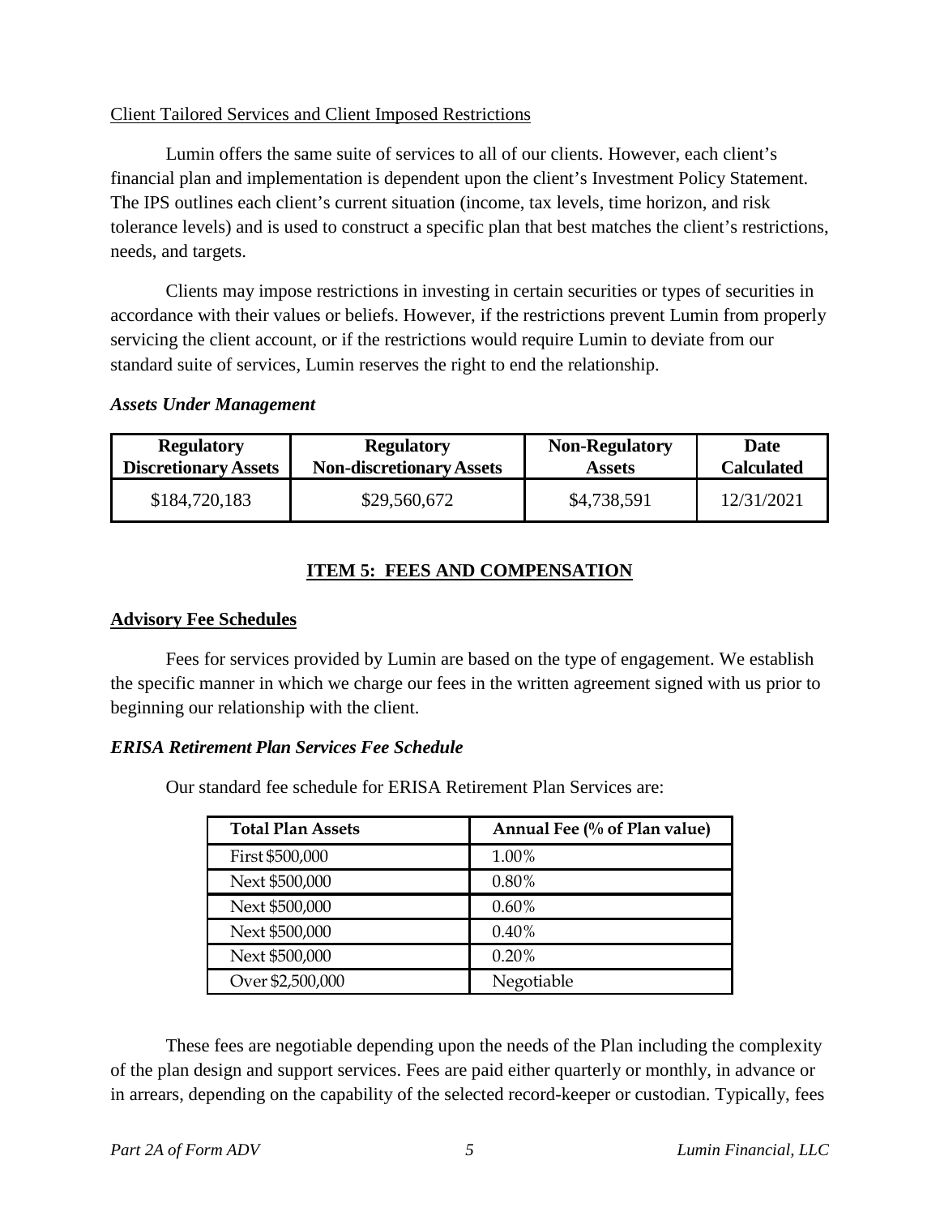Client Tailored Services and Client Imposed Restrictions

Lumin offers the same suite of services to all of our clients. However, each client's financial plan and implementation is dependent upon the client's Investment Policy Statement. The IPS outlines each client's current situation (income, tax levels, time horizon, and risk tolerance levels) and is used to construct a specific plan that best matches the client's restrictions, needs, and targets.

Clients may impose restrictions in investing in certain securities or types of securities in accordance with their values or beliefs. However, if the restrictions prevent Lumin from properly servicing the client account, or if the restrictions would require Lumin to deviate from our standard suite of services, Lumin reserves the right to end the relationship.

***Assets Under Management***

| Regulatory Discretionary Assets | Regulatory Non-discretionary Assets | Non-Regulatory Assets | Date Calculated |
|---|---|---|---|
| $184,720,183 | $29,560,672 | $4,738,591 | 12/31/2021 |

## ITEM 5: FEES AND COMPENSATION

**Advisory Fee Schedules**

Fees for services provided by Lumin are based on the type of engagement. We establish the specific manner in which we charge our fees in the written agreement signed with us prior to beginning our relationship with the client.

***ERISA Retirement Plan Services Fee Schedule***

Our standard fee schedule for ERISA Retirement Plan Services are:

| Total Plan Assets | Annual Fee (% of Plan value) |
|---|---|
| First $500,000 | 1.00% |
| Next $500,000 | 0.80% |
| Next $500,000 | 0.60% |
| Next $500,000 | 0.40% |
| Next $500,000 | 0.20% |
| Over $2,500,000 | Negotiable |

These fees are negotiable depending upon the needs of the Plan including the complexity of the plan design and support services. Fees are paid either quarterly or monthly, in advance or in arrears, depending on the capability of the selected record-keeper or custodian. Typically, fees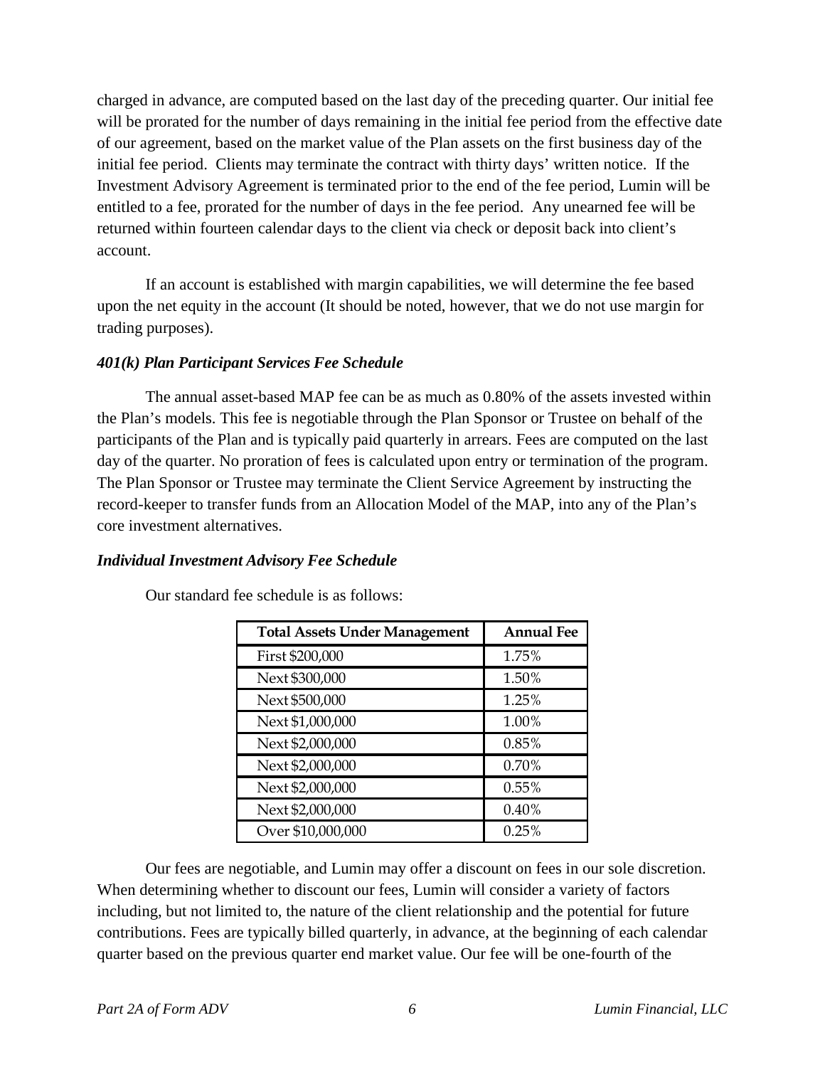charged in advance, are computed based on the last day of the preceding quarter. Our initial fee will be prorated for the number of days remaining in the initial fee period from the effective date of our agreement, based on the market value of the Plan assets on the first business day of the initial fee period. Clients may terminate the contract with thirty days' written notice. If the Investment Advisory Agreement is terminated prior to the end of the fee period, Lumin will be entitled to a fee, prorated for the number of days in the fee period. Any unearned fee will be returned within fourteen calendar days to the client via check or deposit back into client's account.

If an account is established with margin capabilities, we will determine the fee based upon the net equity in the account (It should be noted, however, that we do not use margin for trading purposes).

### *401(k) Plan Participant Services Fee Schedule*

The annual asset-based MAP fee can be as much as 0.80% of the assets invested within the Plan's models. This fee is negotiable through the Plan Sponsor or Trustee on behalf of the participants of the Plan and is typically paid quarterly in arrears. Fees are computed on the last day of the quarter. No proration of fees is calculated upon entry or termination of the program. The Plan Sponsor or Trustee may terminate the Client Service Agreement by instructing the record-keeper to transfer funds from an Allocation Model of the MAP, into any of the Plan's core investment alternatives.

### *Individual Investment Advisory Fee Schedule*

Our standard fee schedule is as follows:

| Total Assets Under Management | Annual Fee |
|---|---|
| First $200,000 | 1.75% |
| Next $300,000 | 1.50% |
| Next $500,000 | 1.25% |
| Next $1,000,000 | 1.00% |
| Next $2,000,000 | 0.85% |
| Next $2,000,000 | 0.70% |
| Next $2,000,000 | 0.55% |
| Next $2,000,000 | 0.40% |
| Over $10,000,000 | 0.25% |

Our fees are negotiable, and Lumin may offer a discount on fees in our sole discretion. When determining whether to discount our fees, Lumin will consider a variety of factors including, but not limited to, the nature of the client relationship and the potential for future contributions. Fees are typically billed quarterly, in advance, at the beginning of each calendar quarter based on the previous quarter end market value. Our fee will be one-fourth of the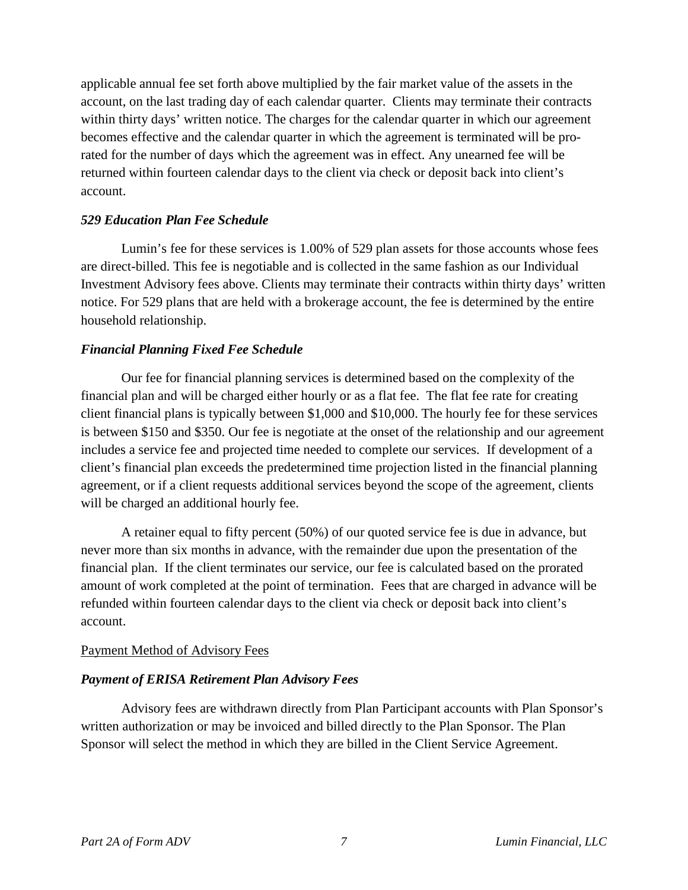applicable annual fee set forth above multiplied by the fair market value of the assets in the account, on the last trading day of each calendar quarter. Clients may terminate their contracts within thirty days' written notice. The charges for the calendar quarter in which our agreement becomes effective and the calendar quarter in which the agreement is terminated will be pro-rated for the number of days which the agreement was in effect. Any unearned fee will be returned within fourteen calendar days to the client via check or deposit back into client's account.

***529 Education Plan Fee Schedule***

Lumin's fee for these services is 1.00% of 529 plan assets for those accounts whose fees are direct-billed. This fee is negotiable and is collected in the same fashion as our Individual Investment Advisory fees above. Clients may terminate their contracts within thirty days' written notice. For 529 plans that are held with a brokerage account, the fee is determined by the entire household relationship.

***Financial Planning Fixed Fee Schedule***

Our fee for financial planning services is determined based on the complexity of the financial plan and will be charged either hourly or as a flat fee. The flat fee rate for creating client financial plans is typically between $1,000 and $10,000. The hourly fee for these services is between $150 and $350. Our fee is negotiate at the onset of the relationship and our agreement includes a service fee and projected time needed to complete our services. If development of a client's financial plan exceeds the predetermined time projection listed in the financial planning agreement, or if a client requests additional services beyond the scope of the agreement, clients will be charged an additional hourly fee.

A retainer equal to fifty percent (50%) of our quoted service fee is due in advance, but never more than six months in advance, with the remainder due upon the presentation of the financial plan. If the client terminates our service, our fee is calculated based on the prorated amount of work completed at the point of termination. Fees that are charged in advance will be refunded within fourteen calendar days to the client via check or deposit back into client's account.

Payment Method of Advisory Fees

***Payment of ERISA Retirement Plan Advisory Fees***

Advisory fees are withdrawn directly from Plan Participant accounts with Plan Sponsor's written authorization or may be invoiced and billed directly to the Plan Sponsor. The Plan Sponsor will select the method in which they are billed in the Client Service Agreement.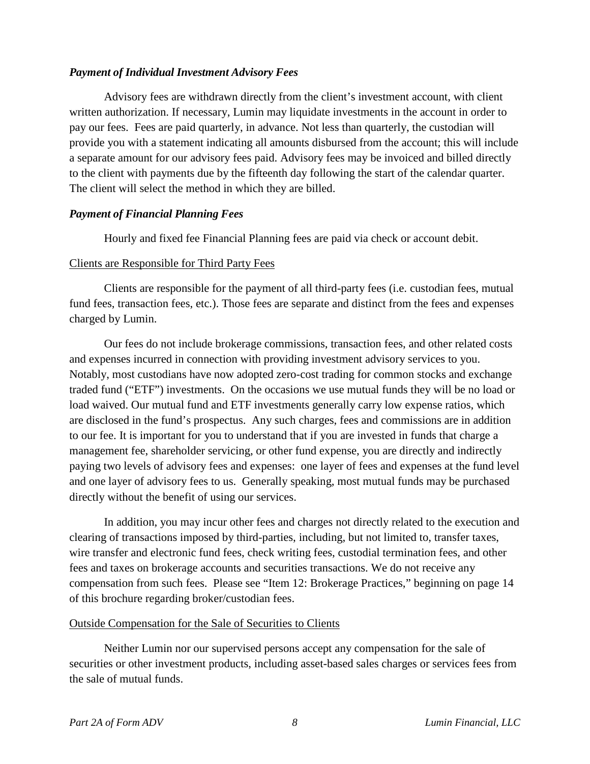### *Payment of Individual Investment Advisory Fees*

Advisory fees are withdrawn directly from the client's investment account, with client written authorization. If necessary, Lumin may liquidate investments in the account in order to pay our fees. Fees are paid quarterly, in advance. Not less than quarterly, the custodian will provide you with a statement indicating all amounts disbursed from the account; this will include a separate amount for our advisory fees paid. Advisory fees may be invoiced and billed directly to the client with payments due by the fifteenth day following the start of the calendar quarter. The client will select the method in which they are billed.

### *Payment of Financial Planning Fees*

Hourly and fixed fee Financial Planning fees are paid via check or account debit.

#### Clients are Responsible for Third Party Fees

Clients are responsible for the payment of all third-party fees (i.e. custodian fees, mutual fund fees, transaction fees, etc.). Those fees are separate and distinct from the fees and expenses charged by Lumin.

Our fees do not include brokerage commissions, transaction fees, and other related costs and expenses incurred in connection with providing investment advisory services to you. Notably, most custodians have now adopted zero-cost trading for common stocks and exchange traded fund ("ETF") investments. On the occasions we use mutual funds they will be no load or load waived. Our mutual fund and ETF investments generally carry low expense ratios, which are disclosed in the fund's prospectus. Any such charges, fees and commissions are in addition to our fee. It is important for you to understand that if you are invested in funds that charge a management fee, shareholder servicing, or other fund expense, you are directly and indirectly paying two levels of advisory fees and expenses: one layer of fees and expenses at the fund level and one layer of advisory fees to us. Generally speaking, most mutual funds may be purchased directly without the benefit of using our services.

In addition, you may incur other fees and charges not directly related to the execution and clearing of transactions imposed by third-parties, including, but not limited to, transfer taxes, wire transfer and electronic fund fees, check writing fees, custodial termination fees, and other fees and taxes on brokerage accounts and securities transactions. We do not receive any compensation from such fees. Please see "Item 12: Brokerage Practices," beginning on page 14 of this brochure regarding broker/custodian fees.

#### Outside Compensation for the Sale of Securities to Clients

Neither Lumin nor our supervised persons accept any compensation for the sale of securities or other investment products, including asset-based sales charges or services fees from the sale of mutual funds.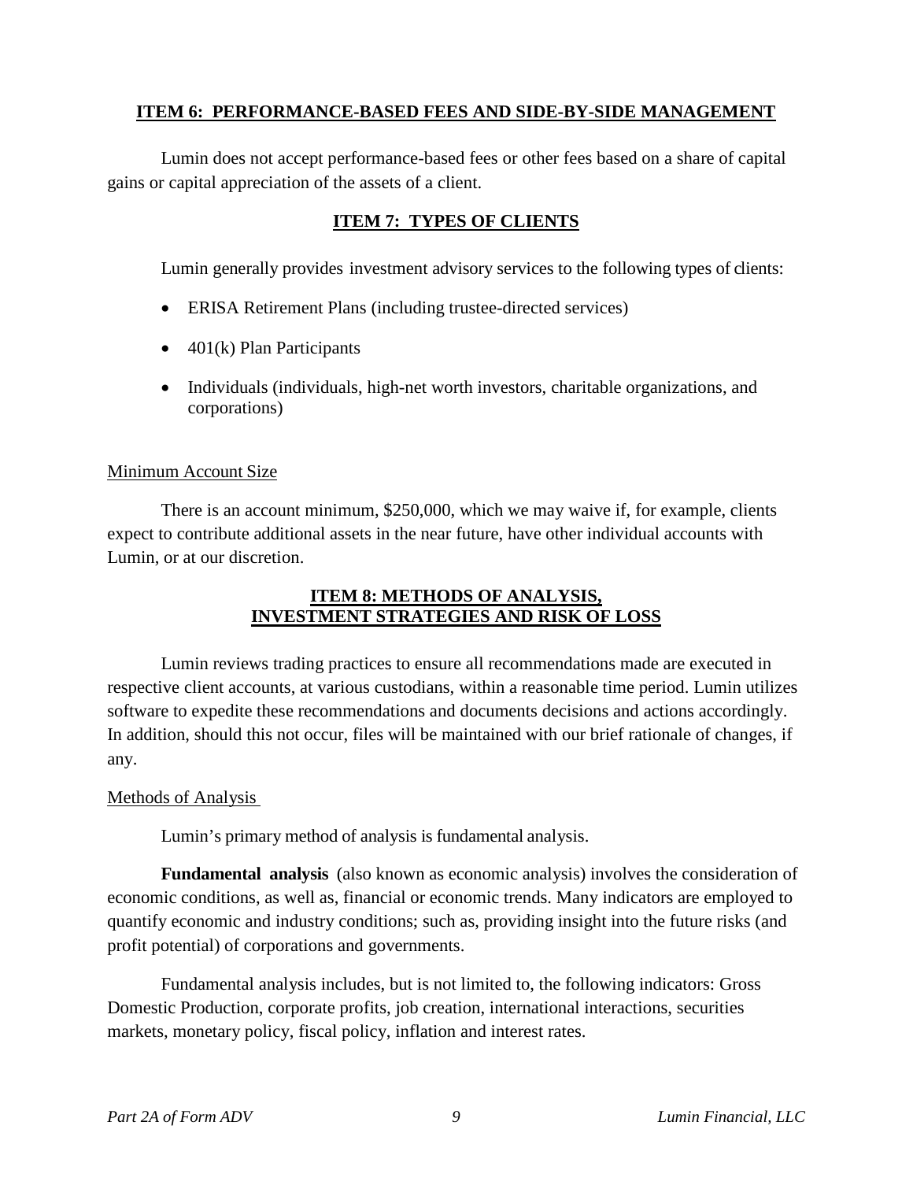## ITEM 6: PERFORMANCE-BASED FEES AND SIDE-BY-SIDE MANAGEMENT

Lumin does not accept performance-based fees or other fees based on a share of capital gains or capital appreciation of the assets of a client.

## ITEM 7: TYPES OF CLIENTS

Lumin generally provides investment advisory services to the following types of clients:

- ERISA Retirement Plans (including trustee-directed services)
- 401(k) Plan Participants
- Individuals (individuals, high-net worth investors, charitable organizations, and corporations)

### Minimum Account Size

There is an account minimum, $250,000, which we may waive if, for example, clients expect to contribute additional assets in the near future, have other individual accounts with Lumin, or at our discretion.

## ITEM 8: METHODS OF ANALYSIS, INVESTMENT STRATEGIES AND RISK OF LOSS

Lumin reviews trading practices to ensure all recommendations made are executed in respective client accounts, at various custodians, within a reasonable time period. Lumin utilizes software to expedite these recommendations and documents decisions and actions accordingly. In addition, should this not occur, files will be maintained with our brief rationale of changes, if any.

### Methods of Analysis

Lumin's primary method of analysis is fundamental analysis.

**Fundamental analysis** (also known as economic analysis) involves the consideration of economic conditions, as well as, financial or economic trends. Many indicators are employed to quantify economic and industry conditions; such as, providing insight into the future risks (and profit potential) of corporations and governments.

Fundamental analysis includes, but is not limited to, the following indicators: Gross Domestic Production, corporate profits, job creation, international interactions, securities markets, monetary policy, fiscal policy, inflation and interest rates.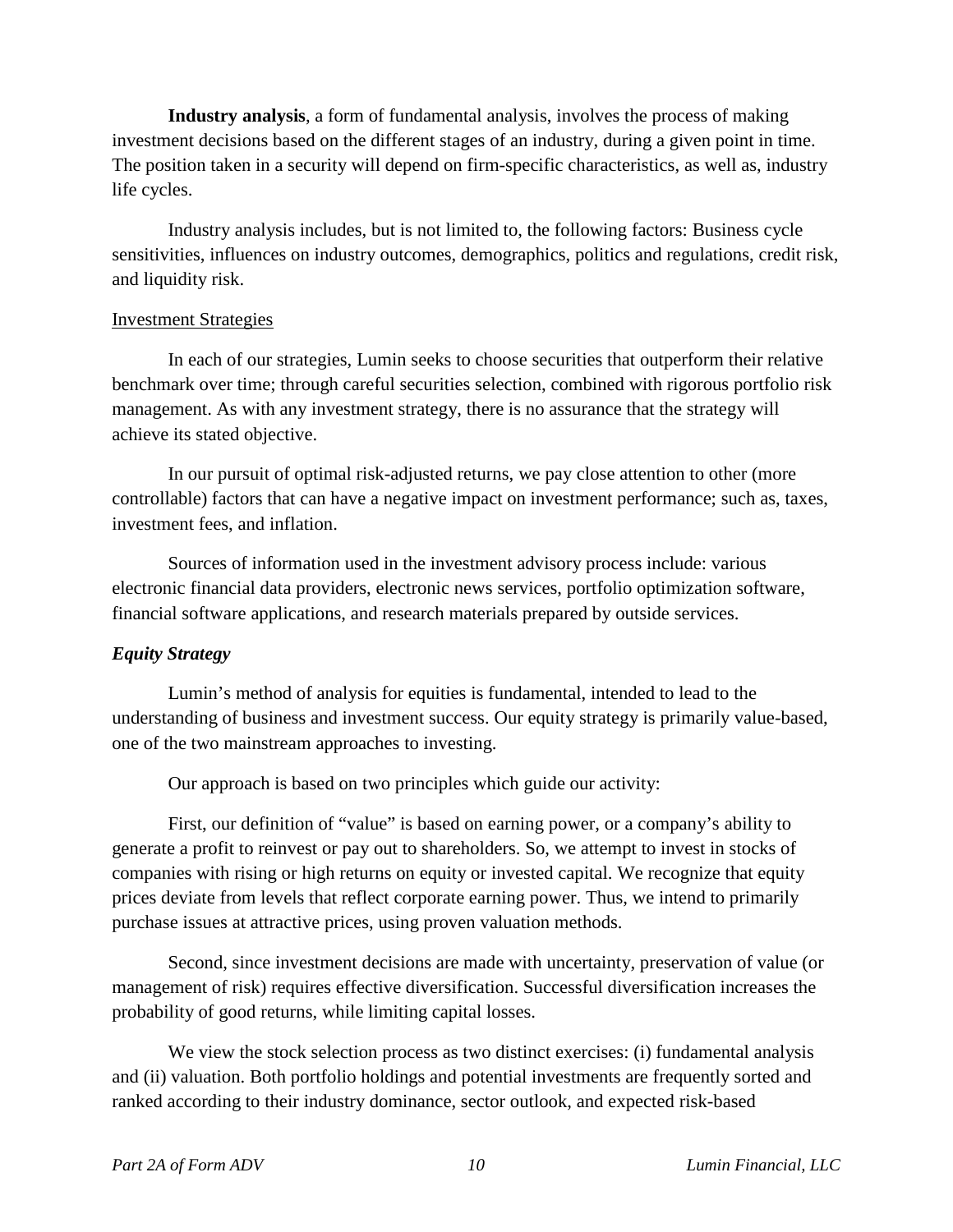**Industry analysis**, a form of fundamental analysis, involves the process of making investment decisions based on the different stages of an industry, during a given point in time. The position taken in a security will depend on firm-specific characteristics, as well as, industry life cycles.

Industry analysis includes, but is not limited to, the following factors: Business cycle sensitivities, influences on industry outcomes, demographics, politics and regulations, credit risk, and liquidity risk.

<u>Investment Strategies</u>

In each of our strategies, Lumin seeks to choose securities that outperform their relative benchmark over time; through careful securities selection, combined with rigorous portfolio risk management. As with any investment strategy, there is no assurance that the strategy will achieve its stated objective.

In our pursuit of optimal risk-adjusted returns, we pay close attention to other (more controllable) factors that can have a negative impact on investment performance; such as, taxes, investment fees, and inflation.

Sources of information used in the investment advisory process include: various electronic financial data providers, electronic news services, portfolio optimization software, financial software applications, and research materials prepared by outside services.

***Equity Strategy***

Lumin's method of analysis for equities is fundamental, intended to lead to the understanding of business and investment success. Our equity strategy is primarily value-based, one of the two mainstream approaches to investing.

Our approach is based on two principles which guide our activity:

First, our definition of "value" is based on earning power, or a company's ability to generate a profit to reinvest or pay out to shareholders. So, we attempt to invest in stocks of companies with rising or high returns on equity or invested capital. We recognize that equity prices deviate from levels that reflect corporate earning power. Thus, we intend to primarily purchase issues at attractive prices, using proven valuation methods.

Second, since investment decisions are made with uncertainty, preservation of value (or management of risk) requires effective diversification. Successful diversification increases the probability of good returns, while limiting capital losses.

We view the stock selection process as two distinct exercises: (i) fundamental analysis and (ii) valuation. Both portfolio holdings and potential investments are frequently sorted and ranked according to their industry dominance, sector outlook, and expected risk-based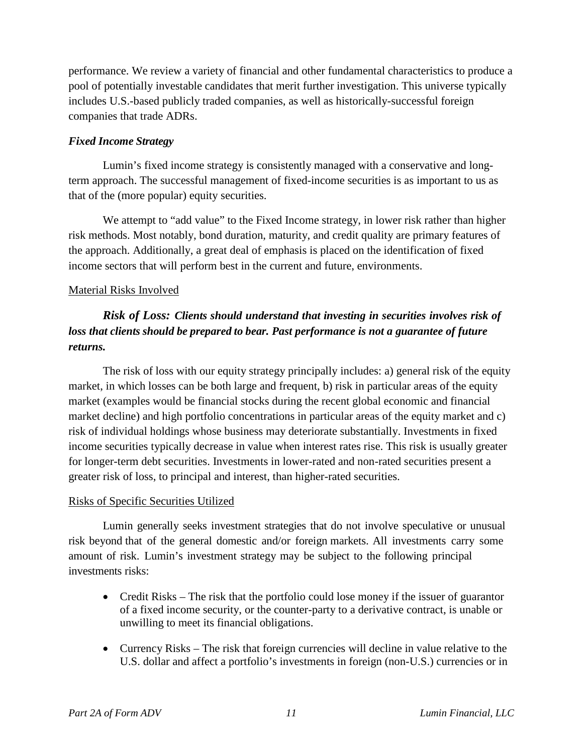performance. We review a variety of financial and other fundamental characteristics to produce a pool of potentially investable candidates that merit further investigation. This universe typically includes U.S.-based publicly traded companies, as well as historically-successful foreign companies that trade ADRs.

***Fixed Income Strategy***

Lumin's fixed income strategy is consistently managed with a conservative and long-term approach. The successful management of fixed-income securities is as important to us as that of the (more popular) equity securities.

We attempt to "add value" to the Fixed Income strategy, in lower risk rather than higher risk methods. Most notably, bond duration, maturity, and credit quality are primary features of the approach. Additionally, a great deal of emphasis is placed on the identification of fixed income sectors that will perform best in the current and future, environments.

Material Risks Involved

***Risk of Loss: Clients should understand that investing in securities involves risk of loss that clients should be prepared to bear. Past performance is not a guarantee of future returns.***

The risk of loss with our equity strategy principally includes: a) general risk of the equity market, in which losses can be both large and frequent, b) risk in particular areas of the equity market (examples would be financial stocks during the recent global economic and financial market decline) and high portfolio concentrations in particular areas of the equity market and c) risk of individual holdings whose business may deteriorate substantially. Investments in fixed income securities typically decrease in value when interest rates rise. This risk is usually greater for longer-term debt securities. Investments in lower-rated and non-rated securities present a greater risk of loss, to principal and interest, than higher-rated securities.

Risks of Specific Securities Utilized

Lumin generally seeks investment strategies that do not involve speculative or unusual risk beyond that of the general domestic and/or foreign markets. All investments carry some amount of risk. Lumin's investment strategy may be subject to the following principal investments risks:

- Credit Risks – The risk that the portfolio could lose money if the issuer of guarantor of a fixed income security, or the counter-party to a derivative contract, is unable or unwilling to meet its financial obligations.
- Currency Risks – The risk that foreign currencies will decline in value relative to the U.S. dollar and affect a portfolio's investments in foreign (non-U.S.) currencies or in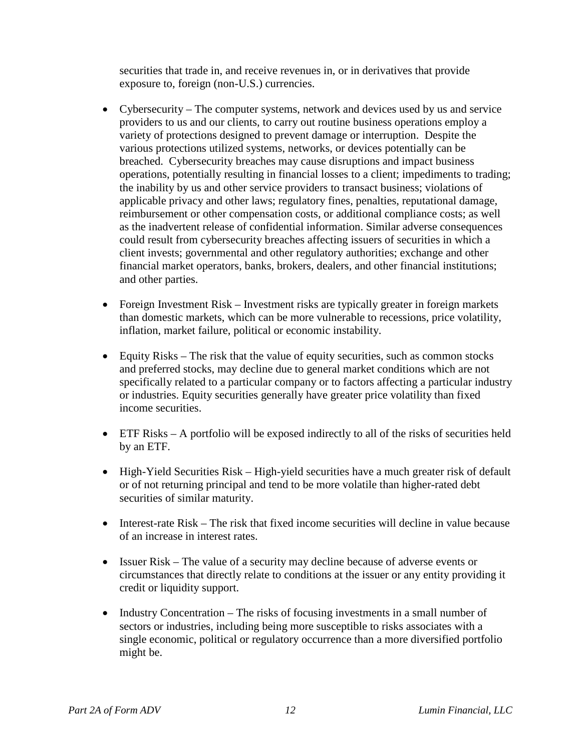securities that trade in, and receive revenues in, or in derivatives that provide exposure to, foreign (non-U.S.) currencies.

- Cybersecurity – The computer systems, network and devices used by us and service providers to us and our clients, to carry out routine business operations employ a variety of protections designed to prevent damage or interruption. Despite the various protections utilized systems, networks, or devices potentially can be breached. Cybersecurity breaches may cause disruptions and impact business operations, potentially resulting in financial losses to a client; impediments to trading; the inability by us and other service providers to transact business; violations of applicable privacy and other laws; regulatory fines, penalties, reputational damage, reimbursement or other compensation costs, or additional compliance costs; as well as the inadvertent release of confidential information. Similar adverse consequences could result from cybersecurity breaches affecting issuers of securities in which a client invests; governmental and other regulatory authorities; exchange and other financial market operators, banks, brokers, dealers, and other financial institutions; and other parties.

- Foreign Investment Risk – Investment risks are typically greater in foreign markets than domestic markets, which can be more vulnerable to recessions, price volatility, inflation, market failure, political or economic instability.

- Equity Risks – The risk that the value of equity securities, such as common stocks and preferred stocks, may decline due to general market conditions which are not specifically related to a particular company or to factors affecting a particular industry or industries. Equity securities generally have greater price volatility than fixed income securities.

- ETF Risks – A portfolio will be exposed indirectly to all of the risks of securities held by an ETF.

- High-Yield Securities Risk – High-yield securities have a much greater risk of default or of not returning principal and tend to be more volatile than higher-rated debt securities of similar maturity.

- Interest-rate Risk – The risk that fixed income securities will decline in value because of an increase in interest rates.

- Issuer Risk – The value of a security may decline because of adverse events or circumstances that directly relate to conditions at the issuer or any entity providing it credit or liquidity support.

- Industry Concentration – The risks of focusing investments in a small number of sectors or industries, including being more susceptible to risks associates with a single economic, political or regulatory occurrence than a more diversified portfolio might be.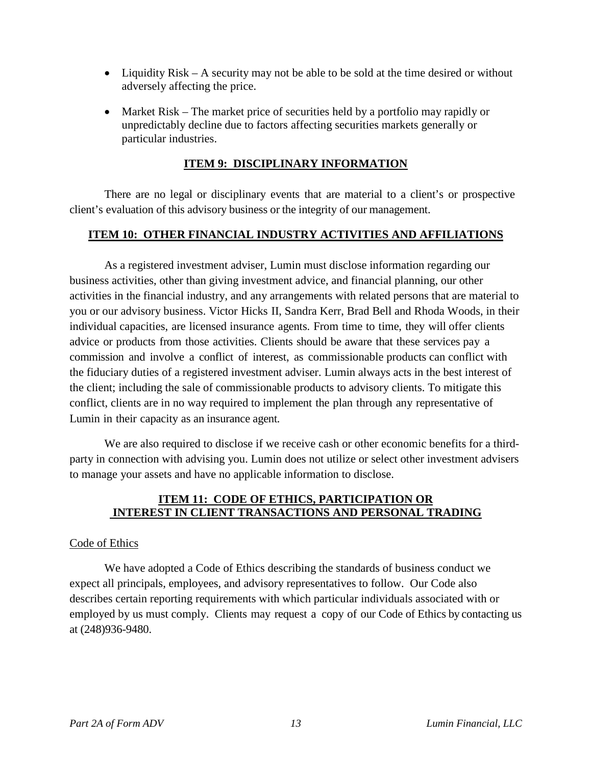- Liquidity Risk – A security may not be able to be sold at the time desired or without adversely affecting the price.
- Market Risk – The market price of securities held by a portfolio may rapidly or unpredictably decline due to factors affecting securities markets generally or particular industries.

## ITEM 9: DISCIPLINARY INFORMATION

There are no legal or disciplinary events that are material to a client's or prospective client's evaluation of this advisory business or the integrity of our management.

## ITEM 10: OTHER FINANCIAL INDUSTRY ACTIVITIES AND AFFILIATIONS

As a registered investment adviser, Lumin must disclose information regarding our business activities, other than giving investment advice, and financial planning, our other activities in the financial industry, and any arrangements with related persons that are material to you or our advisory business. Victor Hicks II, Sandra Kerr, Brad Bell and Rhoda Woods, in their individual capacities, are licensed insurance agents. From time to time, they will offer clients advice or products from those activities. Clients should be aware that these services pay a commission and involve a conflict of interest, as commissionable products can conflict with the fiduciary duties of a registered investment adviser. Lumin always acts in the best interest of the client; including the sale of commissionable products to advisory clients. To mitigate this conflict, clients are in no way required to implement the plan through any representative of Lumin in their capacity as an insurance agent.

We are also required to disclose if we receive cash or other economic benefits for a third-party in connection with advising you. Lumin does not utilize or select other investment advisers to manage your assets and have no applicable information to disclose.

## ITEM 11: CODE OF ETHICS, PARTICIPATION OR INTEREST IN CLIENT TRANSACTIONS AND PERSONAL TRADING

### Code of Ethics

We have adopted a Code of Ethics describing the standards of business conduct we expect all principals, employees, and advisory representatives to follow. Our Code also describes certain reporting requirements with which particular individuals associated with or employed by us must comply. Clients may request a copy of our Code of Ethics by contacting us at (248)936-9480.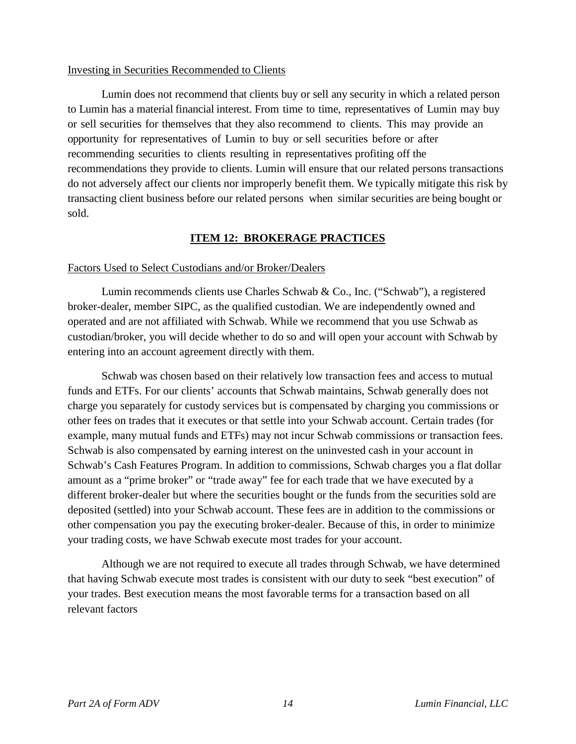Investing in Securities Recommended to Clients

Lumin does not recommend that clients buy or sell any security in which a related person to Lumin has a material financial interest. From time to time, representatives of Lumin may buy or sell securities for themselves that they also recommend to clients. This may provide an opportunity for representatives of Lumin to buy or sell securities before or after recommending securities to clients resulting in representatives profiting off the recommendations they provide to clients. Lumin will ensure that our related persons transactions do not adversely affect our clients nor improperly benefit them. We typically mitigate this risk by transacting client business before our related persons when similar securities are being bought or sold.

## ITEM 12: BROKERAGE PRACTICES

Factors Used to Select Custodians and/or Broker/Dealers

Lumin recommends clients use Charles Schwab & Co., Inc. ("Schwab"), a registered broker-dealer, member SIPC, as the qualified custodian. We are independently owned and operated and are not affiliated with Schwab. While we recommend that you use Schwab as custodian/broker, you will decide whether to do so and will open your account with Schwab by entering into an account agreement directly with them.

Schwab was chosen based on their relatively low transaction fees and access to mutual funds and ETFs. For our clients' accounts that Schwab maintains, Schwab generally does not charge you separately for custody services but is compensated by charging you commissions or other fees on trades that it executes or that settle into your Schwab account. Certain trades (for example, many mutual funds and ETFs) may not incur Schwab commissions or transaction fees. Schwab is also compensated by earning interest on the uninvested cash in your account in Schwab's Cash Features Program. In addition to commissions, Schwab charges you a flat dollar amount as a "prime broker" or "trade away" fee for each trade that we have executed by a different broker-dealer but where the securities bought or the funds from the securities sold are deposited (settled) into your Schwab account. These fees are in addition to the commissions or other compensation you pay the executing broker-dealer. Because of this, in order to minimize your trading costs, we have Schwab execute most trades for your account.

Although we are not required to execute all trades through Schwab, we have determined that having Schwab execute most trades is consistent with our duty to seek "best execution" of your trades. Best execution means the most favorable terms for a transaction based on all relevant factors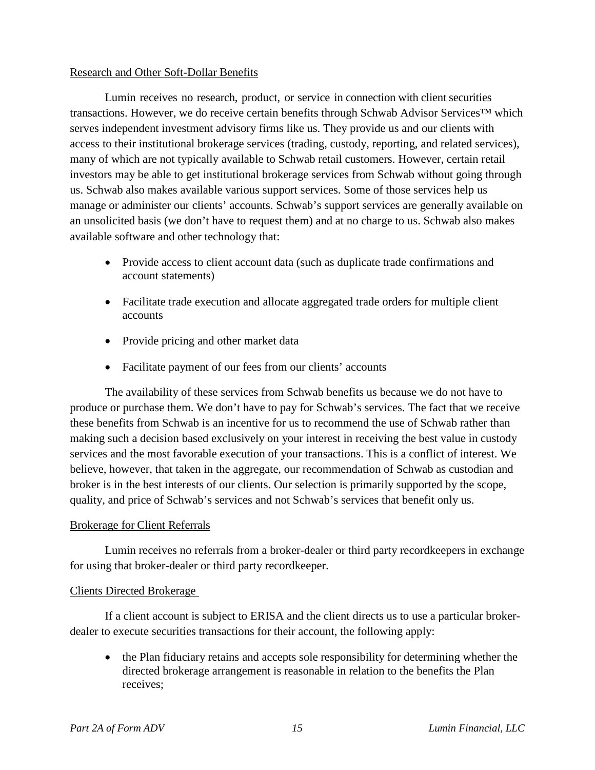### Research and Other Soft-Dollar Benefits

Lumin receives no research, product, or service in connection with client securities transactions. However, we do receive certain benefits through Schwab Advisor Services™ which serves independent investment advisory firms like us. They provide us and our clients with access to their institutional brokerage services (trading, custody, reporting, and related services), many of which are not typically available to Schwab retail customers. However, certain retail investors may be able to get institutional brokerage services from Schwab without going through us. Schwab also makes available various support services. Some of those services help us manage or administer our clients' accounts. Schwab's support services are generally available on an unsolicited basis (we don't have to request them) and at no charge to us. Schwab also makes available software and other technology that:

- Provide access to client account data (such as duplicate trade confirmations and account statements)
- Facilitate trade execution and allocate aggregated trade orders for multiple client accounts
- Provide pricing and other market data
- Facilitate payment of our fees from our clients' accounts

The availability of these services from Schwab benefits us because we do not have to produce or purchase them. We don't have to pay for Schwab's services. The fact that we receive these benefits from Schwab is an incentive for us to recommend the use of Schwab rather than making such a decision based exclusively on your interest in receiving the best value in custody services and the most favorable execution of your transactions. This is a conflict of interest. We believe, however, that taken in the aggregate, our recommendation of Schwab as custodian and broker is in the best interests of our clients. Our selection is primarily supported by the scope, quality, and price of Schwab's services and not Schwab's services that benefit only us.

### Brokerage for Client Referrals

Lumin receives no referrals from a broker-dealer or third party recordkeepers in exchange for using that broker-dealer or third party recordkeeper.

### Clients Directed Brokerage

If a client account is subject to ERISA and the client directs us to use a particular broker-dealer to execute securities transactions for their account, the following apply:

- the Plan fiduciary retains and accepts sole responsibility for determining whether the directed brokerage arrangement is reasonable in relation to the benefits the Plan receives;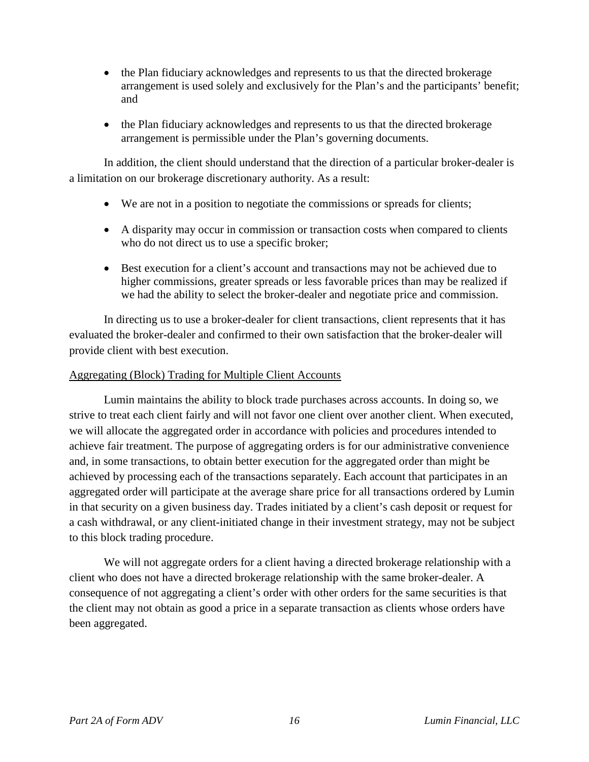- the Plan fiduciary acknowledges and represents to us that the directed brokerage arrangement is used solely and exclusively for the Plan's and the participants' benefit; and

- the Plan fiduciary acknowledges and represents to us that the directed brokerage arrangement is permissible under the Plan's governing documents.

In addition, the client should understand that the direction of a particular broker-dealer is a limitation on our brokerage discretionary authority. As a result:

- We are not in a position to negotiate the commissions or spreads for clients;

- A disparity may occur in commission or transaction costs when compared to clients who do not direct us to use a specific broker;

- Best execution for a client's account and transactions may not be achieved due to higher commissions, greater spreads or less favorable prices than may be realized if we had the ability to select the broker-dealer and negotiate price and commission.

In directing us to use a broker-dealer for client transactions, client represents that it has evaluated the broker-dealer and confirmed to their own satisfaction that the broker-dealer will provide client with best execution.

<u>Aggregating (Block) Trading for Multiple Client Accounts</u>

Lumin maintains the ability to block trade purchases across accounts. In doing so, we strive to treat each client fairly and will not favor one client over another client. When executed, we will allocate the aggregated order in accordance with policies and procedures intended to achieve fair treatment. The purpose of aggregating orders is for our administrative convenience and, in some transactions, to obtain better execution for the aggregated order than might be achieved by processing each of the transactions separately. Each account that participates in an aggregated order will participate at the average share price for all transactions ordered by Lumin in that security on a given business day. Trades initiated by a client's cash deposit or request for a cash withdrawal, or any client-initiated change in their investment strategy, may not be subject to this block trading procedure.

We will not aggregate orders for a client having a directed brokerage relationship with a client who does not have a directed brokerage relationship with the same broker-dealer. A consequence of not aggregating a client's order with other orders for the same securities is that the client may not obtain as good a price in a separate transaction as clients whose orders have been aggregated.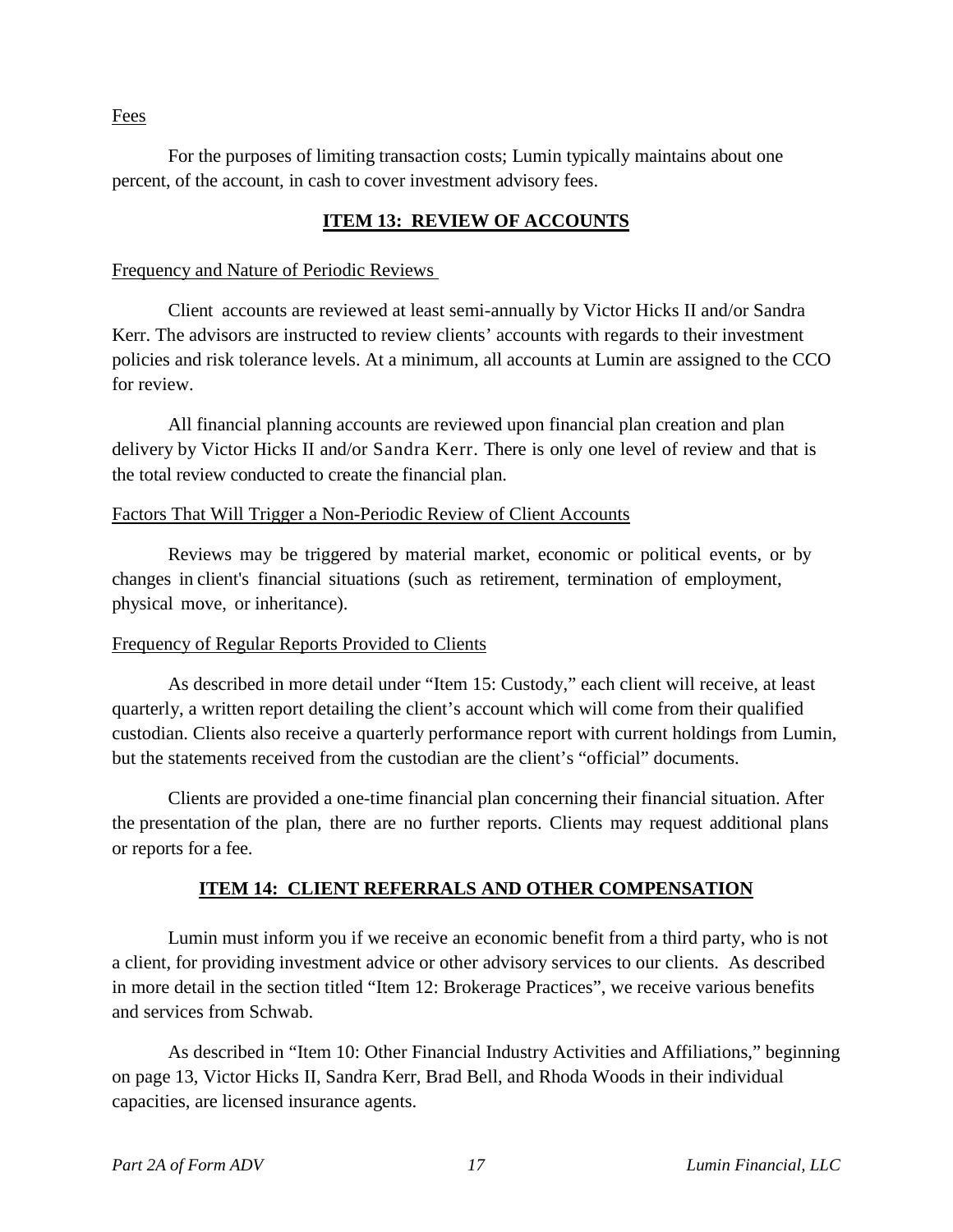Fees

For the purposes of limiting transaction costs; Lumin typically maintains about one percent, of the account, in cash to cover investment advisory fees.

## ITEM 13: REVIEW OF ACCOUNTS

Frequency and Nature of Periodic Reviews

Client accounts are reviewed at least semi-annually by Victor Hicks II and/or Sandra Kerr. The advisors are instructed to review clients' accounts with regards to their investment policies and risk tolerance levels. At a minimum, all accounts at Lumin are assigned to the CCO for review.

All financial planning accounts are reviewed upon financial plan creation and plan delivery by Victor Hicks II and/or Sandra Kerr. There is only one level of review and that is the total review conducted to create the financial plan.

Factors That Will Trigger a Non-Periodic Review of Client Accounts

Reviews may be triggered by material market, economic or political events, or by changes in client's financial situations (such as retirement, termination of employment, physical move, or inheritance).

Frequency of Regular Reports Provided to Clients

As described in more detail under "Item 15: Custody," each client will receive, at least quarterly, a written report detailing the client's account which will come from their qualified custodian. Clients also receive a quarterly performance report with current holdings from Lumin, but the statements received from the custodian are the client's "official" documents.

Clients are provided a one-time financial plan concerning their financial situation. After the presentation of the plan, there are no further reports. Clients may request additional plans or reports for a fee.

## ITEM 14: CLIENT REFERRALS AND OTHER COMPENSATION

Lumin must inform you if we receive an economic benefit from a third party, who is not a client, for providing investment advice or other advisory services to our clients. As described in more detail in the section titled "Item 12: Brokerage Practices", we receive various benefits and services from Schwab.

As described in "Item 10: Other Financial Industry Activities and Affiliations," beginning on page 13, Victor Hicks II, Sandra Kerr, Brad Bell, and Rhoda Woods in their individual capacities, are licensed insurance agents.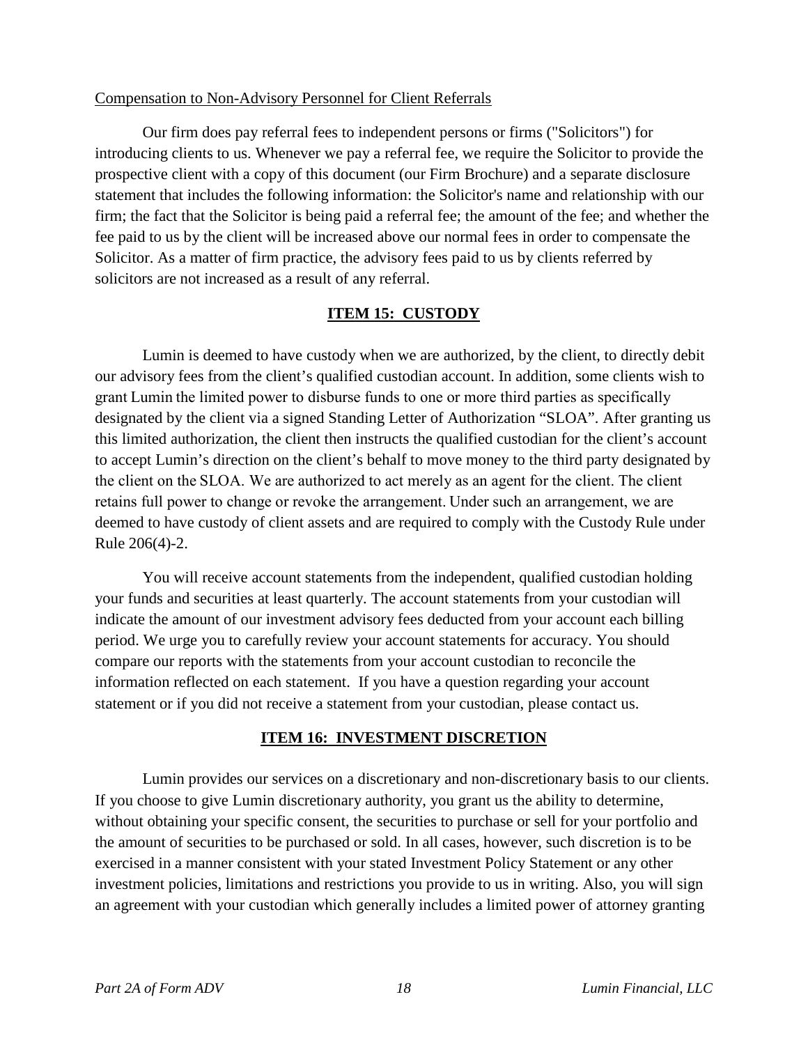Compensation to Non-Advisory Personnel for Client Referrals

Our firm does pay referral fees to independent persons or firms ("Solicitors") for introducing clients to us. Whenever we pay a referral fee, we require the Solicitor to provide the prospective client with a copy of this document (our Firm Brochure) and a separate disclosure statement that includes the following information: the Solicitor's name and relationship with our firm; the fact that the Solicitor is being paid a referral fee; the amount of the fee; and whether the fee paid to us by the client will be increased above our normal fees in order to compensate the Solicitor. As a matter of firm practice, the advisory fees paid to us by clients referred by solicitors are not increased as a result of any referral.

## ITEM 15: CUSTODY

Lumin is deemed to have custody when we are authorized, by the client, to directly debit our advisory fees from the client's qualified custodian account. In addition, some clients wish to grant Lumin the limited power to disburse funds to one or more third parties as specifically designated by the client via a signed Standing Letter of Authorization "SLOA". After granting us this limited authorization, the client then instructs the qualified custodian for the client's account to accept Lumin's direction on the client's behalf to move money to the third party designated by the client on the SLOA. We are authorized to act merely as an agent for the client. The client retains full power to change or revoke the arrangement. Under such an arrangement, we are deemed to have custody of client assets and are required to comply with the Custody Rule under Rule 206(4)-2.

You will receive account statements from the independent, qualified custodian holding your funds and securities at least quarterly. The account statements from your custodian will indicate the amount of our investment advisory fees deducted from your account each billing period. We urge you to carefully review your account statements for accuracy. You should compare our reports with the statements from your account custodian to reconcile the information reflected on each statement. If you have a question regarding your account statement or if you did not receive a statement from your custodian, please contact us.

## ITEM 16: INVESTMENT DISCRETION

Lumin provides our services on a discretionary and non-discretionary basis to our clients. If you choose to give Lumin discretionary authority, you grant us the ability to determine, without obtaining your specific consent, the securities to purchase or sell for your portfolio and the amount of securities to be purchased or sold. In all cases, however, such discretion is to be exercised in a manner consistent with your stated Investment Policy Statement or any other investment policies, limitations and restrictions you provide to us in writing. Also, you will sign an agreement with your custodian which generally includes a limited power of attorney granting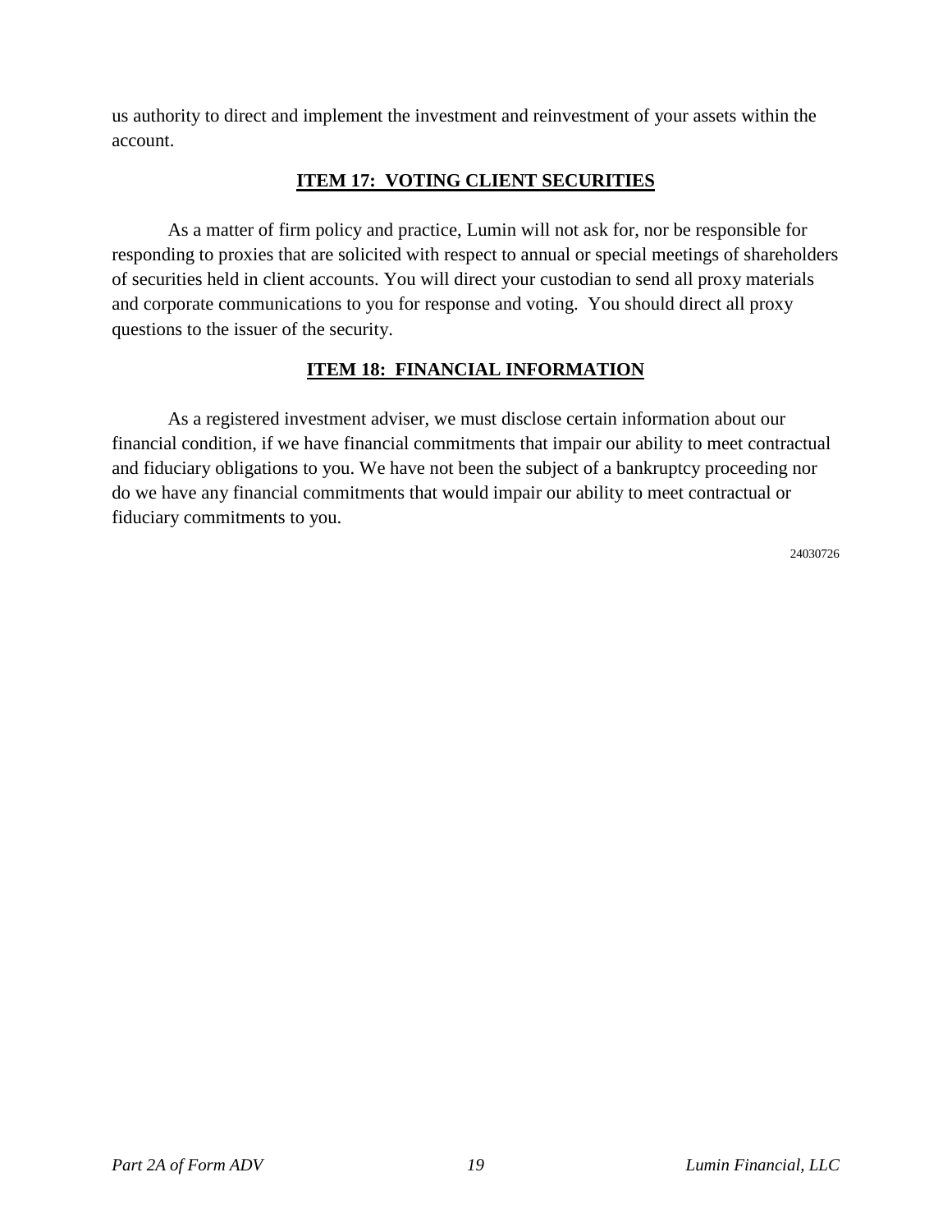us authority to direct and implement the investment and reinvestment of your assets within the account.

## ITEM 17: VOTING CLIENT SECURITIES

As a matter of firm policy and practice, Lumin will not ask for, nor be responsible for responding to proxies that are solicited with respect to annual or special meetings of shareholders of securities held in client accounts. You will direct your custodian to send all proxy materials and corporate communications to you for response and voting. You should direct all proxy questions to the issuer of the security.

## ITEM 18: FINANCIAL INFORMATION

As a registered investment adviser, we must disclose certain information about our financial condition, if we have financial commitments that impair our ability to meet contractual and fiduciary obligations to you. We have not been the subject of a bankruptcy proceeding nor do we have any financial commitments that would impair our ability to meet contractual or fiduciary commitments to you.

24030726